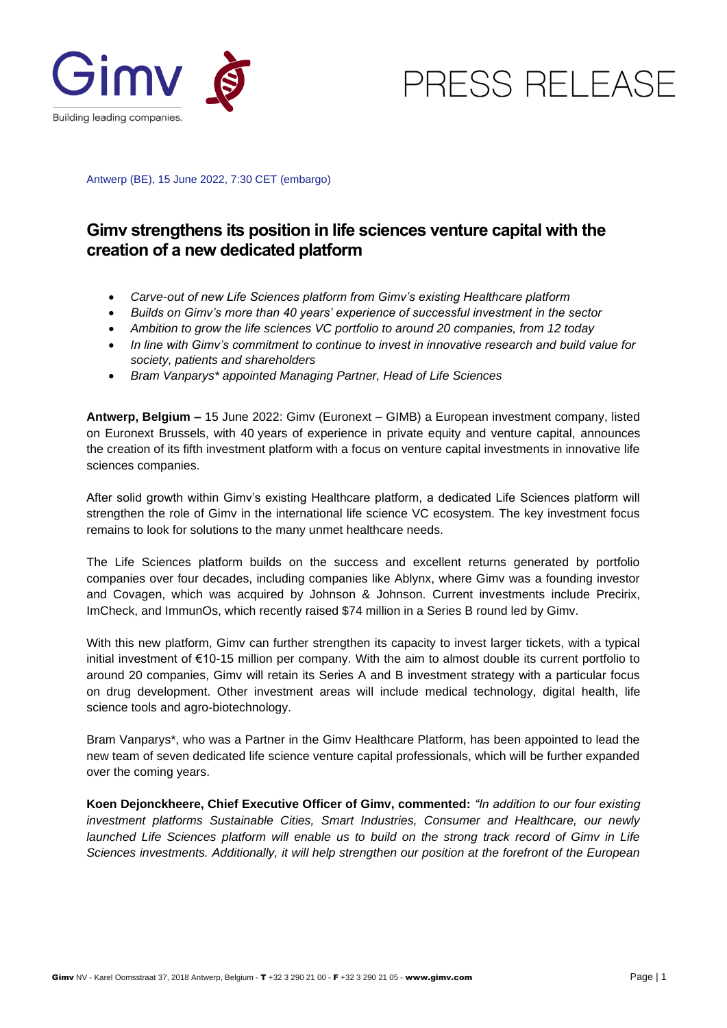Gimv

Building leading companies.

PRESS RELEASE

Antwerp (BE), 15 June 2022, 7:30 CET (embargo)

# Gimv strengthens its position in life sciences venture capital with the creation of a new dedicated platform

- *Carve-out of new Life Sciences platform from Gimv's existing Healthcare platform*
- *Builds on Gimv's more than 40 years' experience of successful investment in the sector*
- *Ambition to grow the life sciences VC portfolio to around 20 companies, from 12 today*
- *In line with Gimv's commitment to continue to invest in innovative research and build value for society, patients and shareholders*
- *Bram Vanparys\* appointed Managing Partner, Head of Life Sciences*

**Antwerp, Belgium –** 15 June 2022: Gimv (Euronext – GIMB) a European investment company, listed on Euronext Brussels, with 40 years of experience in private equity and venture capital, announces the creation of its fifth investment platform with a focus on venture capital investments in innovative life sciences companies.

After solid growth within Gimv's existing Healthcare platform, a dedicated Life Sciences platform will strengthen the role of Gimv in the international life science VC ecosystem. The key investment focus remains to look for solutions to the many unmet healthcare needs.

The Life Sciences platform builds on the success and excellent returns generated by portfolio companies over four decades, including companies like Ablynx, where Gimv was a founding investor and Covagen, which was acquired by Johnson & Johnson. Current investments include Precirix, ImCheck, and ImmunOs, which recently raised $74 million in a Series B round led by Gimv.

With this new platform, Gimv can further strengthen its capacity to invest larger tickets, with a typical initial investment of €10-15 million per company. With the aim to almost double its current portfolio to around 20 companies, Gimv will retain its Series A and B investment strategy with a particular focus on drug development. Other investment areas will include medical technology, digital health, life science tools and agro-biotechnology.

Bram Vanparys\*, who was a Partner in the Gimv Healthcare Platform, has been appointed to lead the new team of seven dedicated life science venture capital professionals, which will be further expanded over the coming years.

**Koen Dejonckheere, Chief Executive Officer of Gimv, commented:** *"In addition to our four existing investment platforms Sustainable Cities, Smart Industries, Consumer and Healthcare, our newly launched Life Sciences platform will enable us to build on the strong track record of Gimv in Life Sciences investments. Additionally, it will help strengthen our position at the forefront of the European*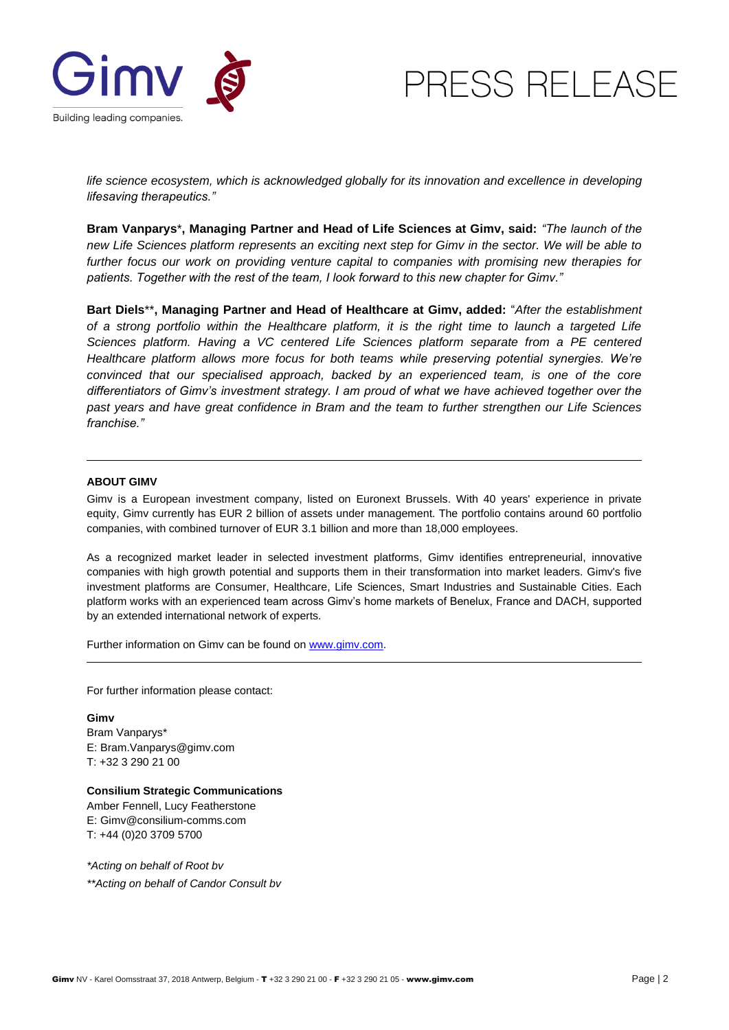*life science ecosystem, which is acknowledged globally for its innovation and excellence in developing lifesaving therapeutics."*

**Bram Vanparys*, Managing Partner and Head of Life Sciences at Gimv, said:** *"The launch of the new Life Sciences platform represents an exciting next step for Gimv in the sector. We will be able to further focus our work on providing venture capital to companies with promising new therapies for patients. Together with the rest of the team, I look forward to this new chapter for Gimv."*

**Bart Diels**, Managing Partner and Head of Healthcare at Gimv, added:** "*After the establishment of a strong portfolio within the Healthcare platform, it is the right time to launch a targeted Life Sciences platform. Having a VC centered Life Sciences platform separate from a PE centered Healthcare platform allows more focus for both teams while preserving potential synergies. We're convinced that our specialised approach, backed by an experienced team, is one of the core differentiators of Gimv's investment strategy. I am proud of what we have achieved together over the past years and have great confidence in Bram and the team to further strengthen our Life Sciences franchise."*

---

**ABOUT GIMV**

Gimv is a European investment company, listed on Euronext Brussels. With 40 years' experience in private equity, Gimv currently has EUR 2 billion of assets under management. The portfolio contains around 60 portfolio companies, with combined turnover of EUR 3.1 billion and more than 18,000 employees.

As a recognized market leader in selected investment platforms, Gimv identifies entrepreneurial, innovative companies with high growth potential and supports them in their transformation into market leaders. Gimv's five investment platforms are Consumer, Healthcare, Life Sciences, Smart Industries and Sustainable Cities. Each platform works with an experienced team across Gimv's home markets of Benelux, France and DACH, supported by an extended international network of experts.

Further information on Gimv can be found on www.gimv.com.

---

For further information please contact:

**Gimv**
Bram Vanparys*
E: Bram.Vanparys@gimv.com
T: +32 3 290 21 00

**Consilium Strategic Communications**
Amber Fennell, Lucy Featherstone
E: Gimv@consilium-comms.com
T: +44 (0)20 3709 5700

*\*Acting on behalf of Root bv*
*\*\*Acting on behalf of Candor Consult bv*